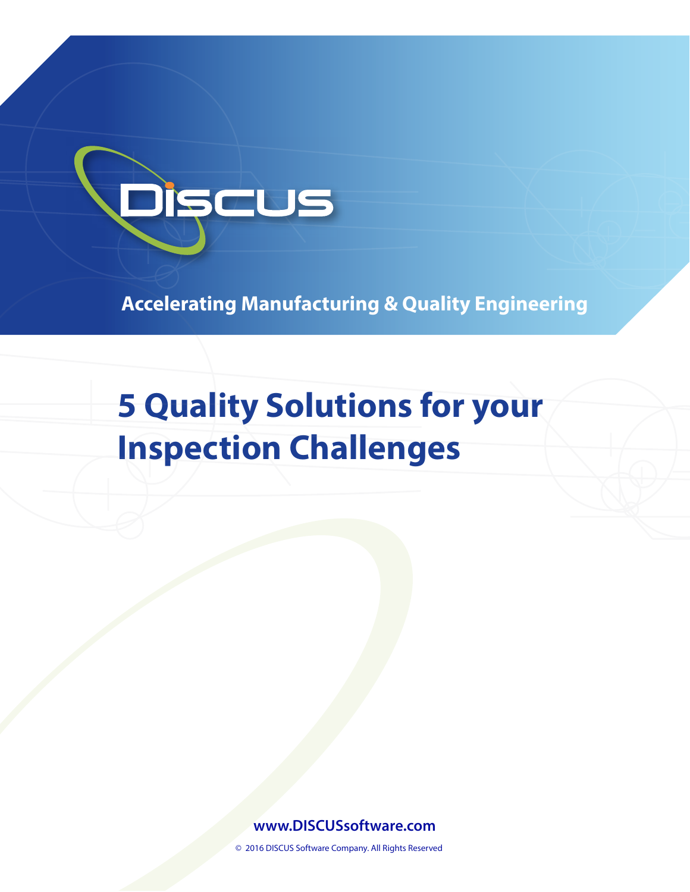DISCUS

Accelerating Manufacturing & Quality Engineering

# 5 Quality Solutions for your Inspection Challenges

www.DISCUSsoftware.com

© 2016 DISCUS Software Company. All Rights Reserved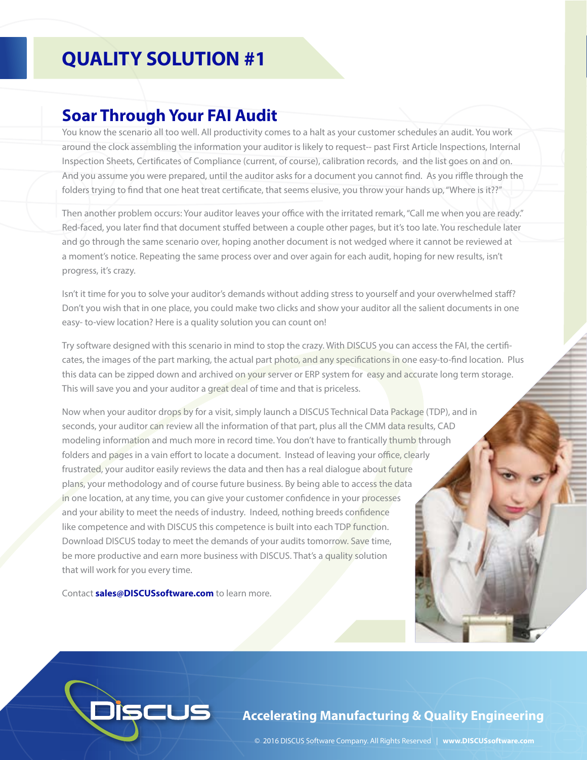# QUALITY SOLUTION #1

## Soar Through Your FAI Audit

You know the scenario all too well. All productivity comes to a halt as your customer schedules an audit. You work around the clock assembling the information your auditor is likely to request-- past First Article Inspections, Internal Inspection Sheets, Certificates of Compliance (current, of course), calibration records, and the list goes on and on. And you assume you were prepared, until the auditor asks for a document you cannot find. As you riffle through the folders trying to find that one heat treat certificate, that seems elusive, you throw your hands up, "Where is it??"

Then another problem occurs: Your auditor leaves your office with the irritated remark, "Call me when you are ready." Red-faced, you later find that document stuffed between a couple other pages, but it's too late. You reschedule later and go through the same scenario over, hoping another document is not wedged where it cannot be reviewed at a moment's notice. Repeating the same process over and over again for each audit, hoping for new results, isn't progress, it's crazy.

Isn't it time for you to solve your auditor's demands without adding stress to yourself and your overwhelmed staff? Don't you wish that in one place, you could make two clicks and show your auditor all the salient documents in one easy- to-view location? Here is a quality solution you can count on!

Try software designed with this scenario in mind to stop the crazy. With DISCUS you can access the FAI, the certificates, the images of the part marking, the actual part photo, and any specifications in one easy-to-find location. Plus this data can be zipped down and archived on your server or ERP system for easy and accurate long term storage. This will save you and your auditor a great deal of time and that is priceless.

Now when your auditor drops by for a visit, simply launch a DISCUS Technical Data Package (TDP), and in seconds, your auditor can review all the information of that part, plus all the CMM data results, CAD modeling information and much more in record time. You don't have to frantically thumb through folders and pages in a vain effort to locate a document. Instead of leaving your office, clearly frustrated, your auditor easily reviews the data and then has a real dialogue about future plans, your methodology and of course future business. By being able to access the data in one location, at any time, you can give your customer confidence in your processes and your ability to meet the needs of industry. Indeed, nothing breeds confidence like competence and with DISCUS this competence is built into each TDP function. Download DISCUS today to meet the demands of your audits tomorrow. Save time, be more productive and earn more business with DISCUS. That's a quality solution that will work for you every time.

Contact **sales@DISCUSsoftware.com** to learn more.

DISCUS

**Accelerating Manufacturing & Quality Engineering**

© 2016 DISCUS Software Company. All Rights Reserved | **www.DISCUSsoftware.com**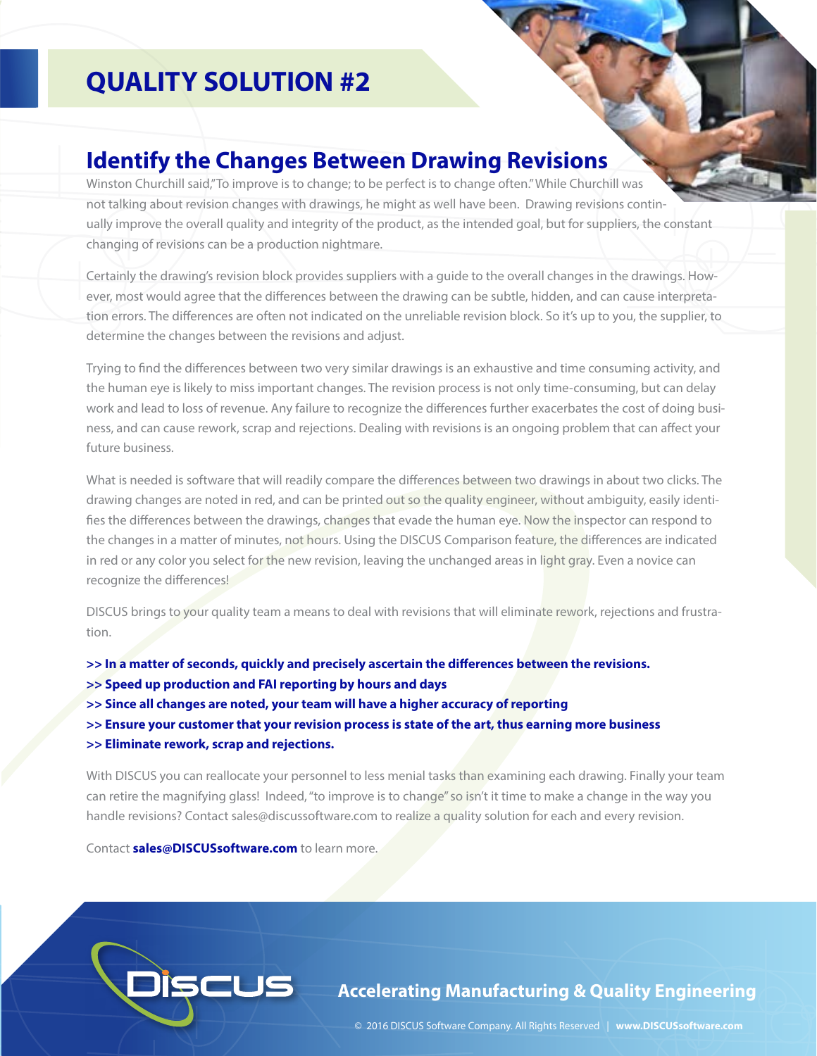# QUALITY SOLUTION #2

## Identify the Changes Between Drawing Revisions

Winston Churchill said,"To improve is to change; to be perfect is to change often." While Churchill was not talking about revision changes with drawings, he might as well have been. Drawing revisions continually improve the overall quality and integrity of the product, as the intended goal, but for suppliers, the constant changing of revisions can be a production nightmare.

Certainly the drawing's revision block provides suppliers with a guide to the overall changes in the drawings. However, most would agree that the differences between the drawing can be subtle, hidden, and can cause interpretation errors. The differences are often not indicated on the unreliable revision block. So it's up to you, the supplier, to determine the changes between the revisions and adjust.

Trying to find the differences between two very similar drawings is an exhaustive and time consuming activity, and the human eye is likely to miss important changes. The revision process is not only time-consuming, but can delay work and lead to loss of revenue. Any failure to recognize the differences further exacerbates the cost of doing business, and can cause rework, scrap and rejections. Dealing with revisions is an ongoing problem that can affect your future business.

What is needed is software that will readily compare the differences between two drawings in about two clicks. The drawing changes are noted in red, and can be printed out so the quality engineer, without ambiguity, easily identifies the differences between the drawings, changes that evade the human eye. Now the inspector can respond to the changes in a matter of minutes, not hours. Using the DISCUS Comparison feature, the differences are indicated in red or any color you select for the new revision, leaving the unchanged areas in light gray. Even a novice can recognize the differences!

DISCUS brings to your quality team a means to deal with revisions that will eliminate rework, rejections and frustration.

**>> In a matter of seconds, quickly and precisely ascertain the differences between the revisions.**
**>> Speed up production and FAI reporting by hours and days**
**>> Since all changes are noted, your team will have a higher accuracy of reporting**
**>> Ensure your customer that your revision process is state of the art, thus earning more business**
**>> Eliminate rework, scrap and rejections.**

With DISCUS you can reallocate your personnel to less menial tasks than examining each drawing. Finally your team can retire the magnifying glass! Indeed, "to improve is to change" so isn't it time to make a change in the way you handle revisions? Contact sales@discussoftware.com to realize a quality solution for each and every revision.

Contact **sales@DISCUSsoftware.com** to learn more.

DISCUS

**Accelerating Manufacturing & Quality Engineering**

© 2016 DISCUS Software Company. All Rights Reserved | **www.DISCUSsoftware.com**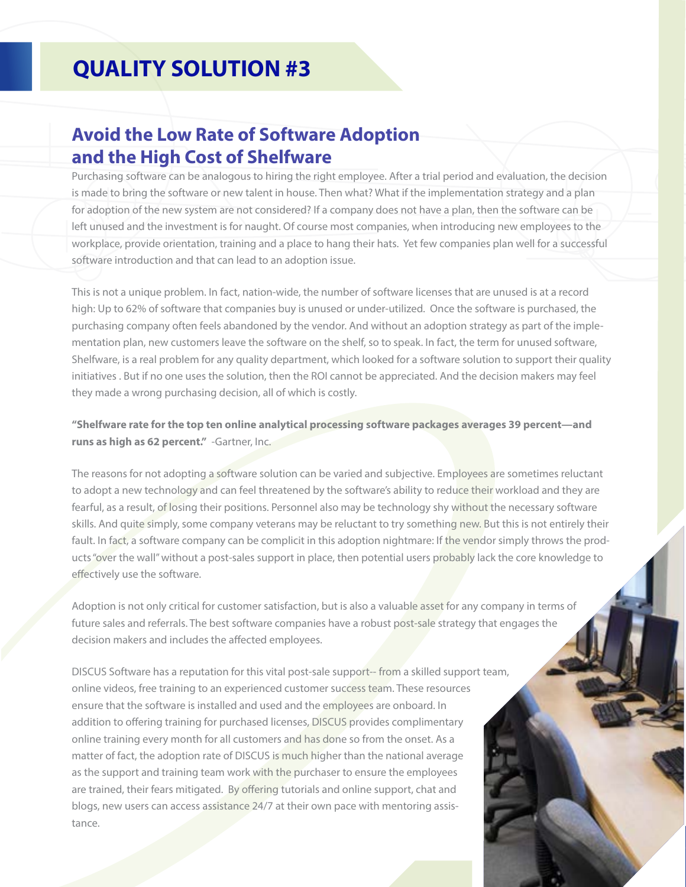# QUALITY SOLUTION #3

## Avoid the Low Rate of Software Adoption and the High Cost of Shelfware

Purchasing software can be analogous to hiring the right employee. After a trial period and evaluation, the decision is made to bring the software or new talent in house. Then what? What if the implementation strategy and a plan for adoption of the new system are not considered? If a company does not have a plan, then the software can be left unused and the investment is for naught. Of course most companies, when introducing new employees to the workplace, provide orientation, training and a place to hang their hats. Yet few companies plan well for a successful software introduction and that can lead to an adoption issue.

This is not a unique problem. In fact, nation-wide, the number of software licenses that are unused is at a record high: Up to 62% of software that companies buy is unused or under-utilized. Once the software is purchased, the purchasing company often feels abandoned by the vendor. And without an adoption strategy as part of the implementation plan, new customers leave the software on the shelf, so to speak. In fact, the term for unused software, Shelfware, is a real problem for any quality department, which looked for a software solution to support their quality initiatives . But if no one uses the solution, then the ROI cannot be appreciated. And the decision makers may feel they made a wrong purchasing decision, all of which is costly.

**"Shelfware rate for the top ten online analytical processing software packages averages 39 percent—and runs as high as 62 percent."** -Gartner, Inc.

The reasons for not adopting a software solution can be varied and subjective. Employees are sometimes reluctant to adopt a new technology and can feel threatened by the software's ability to reduce their workload and they are fearful, as a result, of losing their positions. Personnel also may be technology shy without the necessary software skills. And quite simply, some company veterans may be reluctant to try something new. But this is not entirely their fault. In fact, a software company can be complicit in this adoption nightmare: If the vendor simply throws the products "over the wall" without a post-sales support in place, then potential users probably lack the core knowledge to effectively use the software.

Adoption is not only critical for customer satisfaction, but is also a valuable asset for any company in terms of future sales and referrals. The best software companies have a robust post-sale strategy that engages the decision makers and includes the affected employees.

DISCUS Software has a reputation for this vital post-sale support-- from a skilled support team, online videos, free training to an experienced customer success team. These resources ensure that the software is installed and used and the employees are onboard. In addition to offering training for purchased licenses, DISCUS provides complimentary online training every month for all customers and has done so from the onset. As a matter of fact, the adoption rate of DISCUS is much higher than the national average as the support and training team work with the purchaser to ensure the employees are trained, their fears mitigated. By offering tutorials and online support, chat and blogs, new users can access assistance 24/7 at their own pace with mentoring assistance.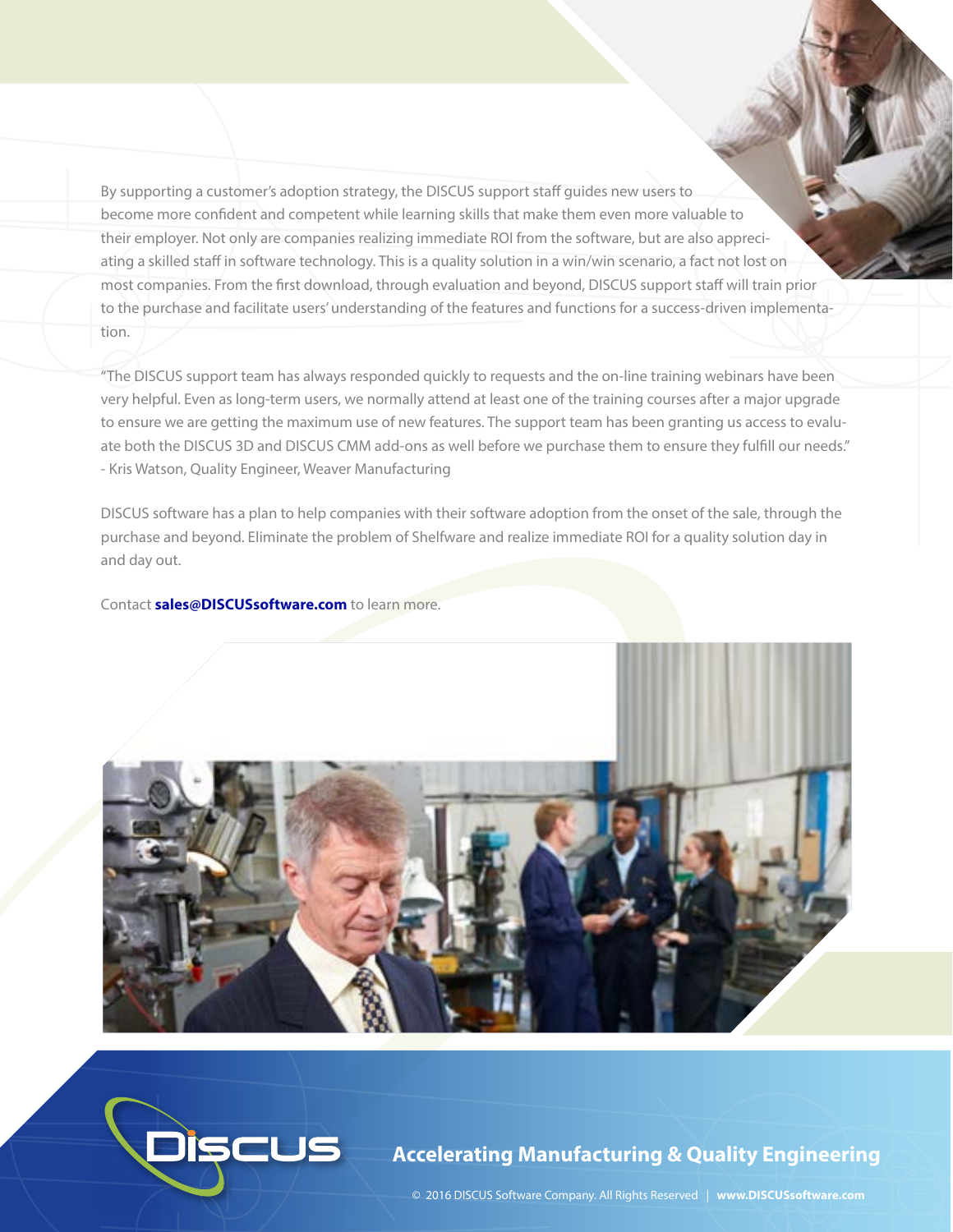By supporting a customer's adoption strategy, the DISCUS support staff guides new users to become more confident and competent while learning skills that make them even more valuable to their employer. Not only are companies realizing immediate ROI from the software, but are also appreciating a skilled staff in software technology. This is a quality solution in a win/win scenario, a fact not lost on most companies. From the first download, through evaluation and beyond, DISCUS support staff will train prior to the purchase and facilitate users' understanding of the features and functions for a success-driven implementation.

"The DISCUS support team has always responded quickly to requests and the on-line training webinars have been very helpful. Even as long-term users, we normally attend at least one of the training courses after a major upgrade to ensure we are getting the maximum use of new features. The support team has been granting us access to evaluate both the DISCUS 3D and DISCUS CMM add-ons as well before we purchase them to ensure they fulfill our needs." - Kris Watson, Quality Engineer, Weaver Manufacturing

DISCUS software has a plan to help companies with their software adoption from the onset of the sale, through the purchase and beyond. Eliminate the problem of Shelfware and realize immediate ROI for a quality solution day in and day out.

Contact **sales@DISCUSsoftware.com** to learn more.

**Accelerating Manufacturing & Quality Engineering**

© 2016 DISCUS Software Company. All Rights Reserved | **www.DISCUSsoftware.com**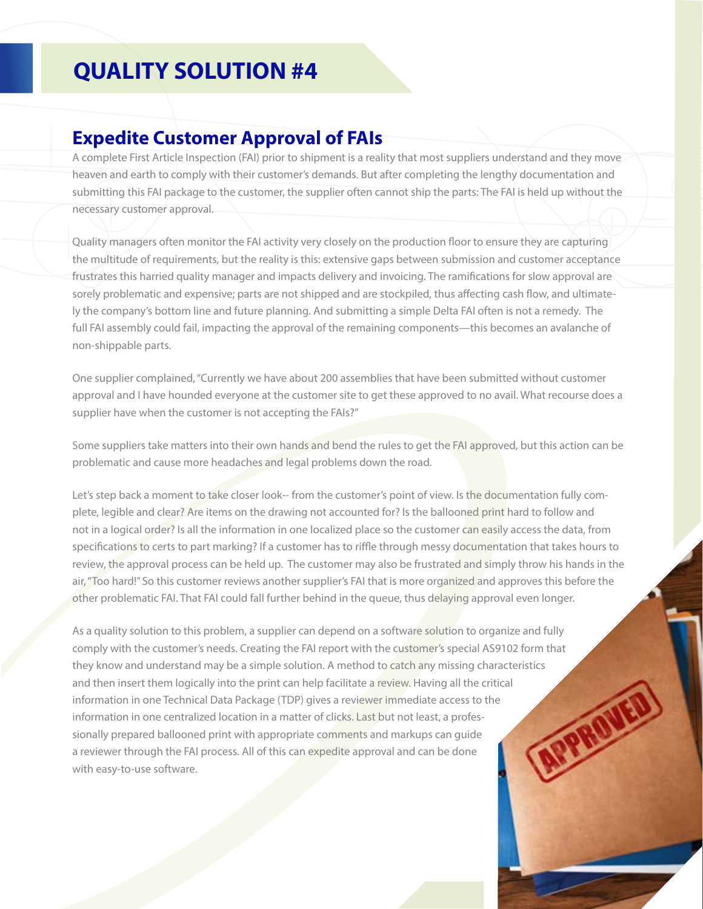# QUALITY SOLUTION #4

## Expedite Customer Approval of FAIs

A complete First Article Inspection (FAI) prior to shipment is a reality that most suppliers understand and they move heaven and earth to comply with their customer's demands. But after completing the lengthy documentation and submitting this FAI package to the customer, the supplier often cannot ship the parts: The FAI is held up without the necessary customer approval.

Quality managers often monitor the FAI activity very closely on the production floor to ensure they are capturing the multitude of requirements, but the reality is this: extensive gaps between submission and customer acceptance frustrates this harried quality manager and impacts delivery and invoicing. The ramifications for slow approval are sorely problematic and expensive; parts are not shipped and are stockpiled, thus affecting cash flow, and ultimately the company's bottom line and future planning. And submitting a simple Delta FAI often is not a remedy. The full FAI assembly could fail, impacting the approval of the remaining components—this becomes an avalanche of non-shippable parts.

One supplier complained, "Currently we have about 200 assemblies that have been submitted without customer approval and I have hounded everyone at the customer site to get these approved to no avail. What recourse does a supplier have when the customer is not accepting the FAIs?"

Some suppliers take matters into their own hands and bend the rules to get the FAI approved, but this action can be problematic and cause more headaches and legal problems down the road.

Let's step back a moment to take closer look-- from the customer's point of view. Is the documentation fully complete, legible and clear? Are items on the drawing not accounted for? Is the ballooned print hard to follow and not in a logical order? Is all the information in one localized place so the customer can easily access the data, from specifications to certs to part marking? If a customer has to riffle through messy documentation that takes hours to review, the approval process can be held up. The customer may also be frustrated and simply throw his hands in the air, "Too hard!" So this customer reviews another supplier's FAI that is more organized and approves this before the other problematic FAI. That FAI could fall further behind in the queue, thus delaying approval even longer.

As a quality solution to this problem, a supplier can depend on a software solution to organize and fully comply with the customer's needs. Creating the FAI report with the customer's special AS9102 form that they know and understand may be a simple solution. A method to catch any missing characteristics and then insert them logically into the print can help facilitate a review. Having all the critical information in one Technical Data Package (TDP) gives a reviewer immediate access to the information in one centralized location in a matter of clicks. Last but not least, a professionally prepared ballooned print with appropriate comments and markups can guide a reviewer through the FAI process. All of this can expedite approval and can be done with easy-to-use software.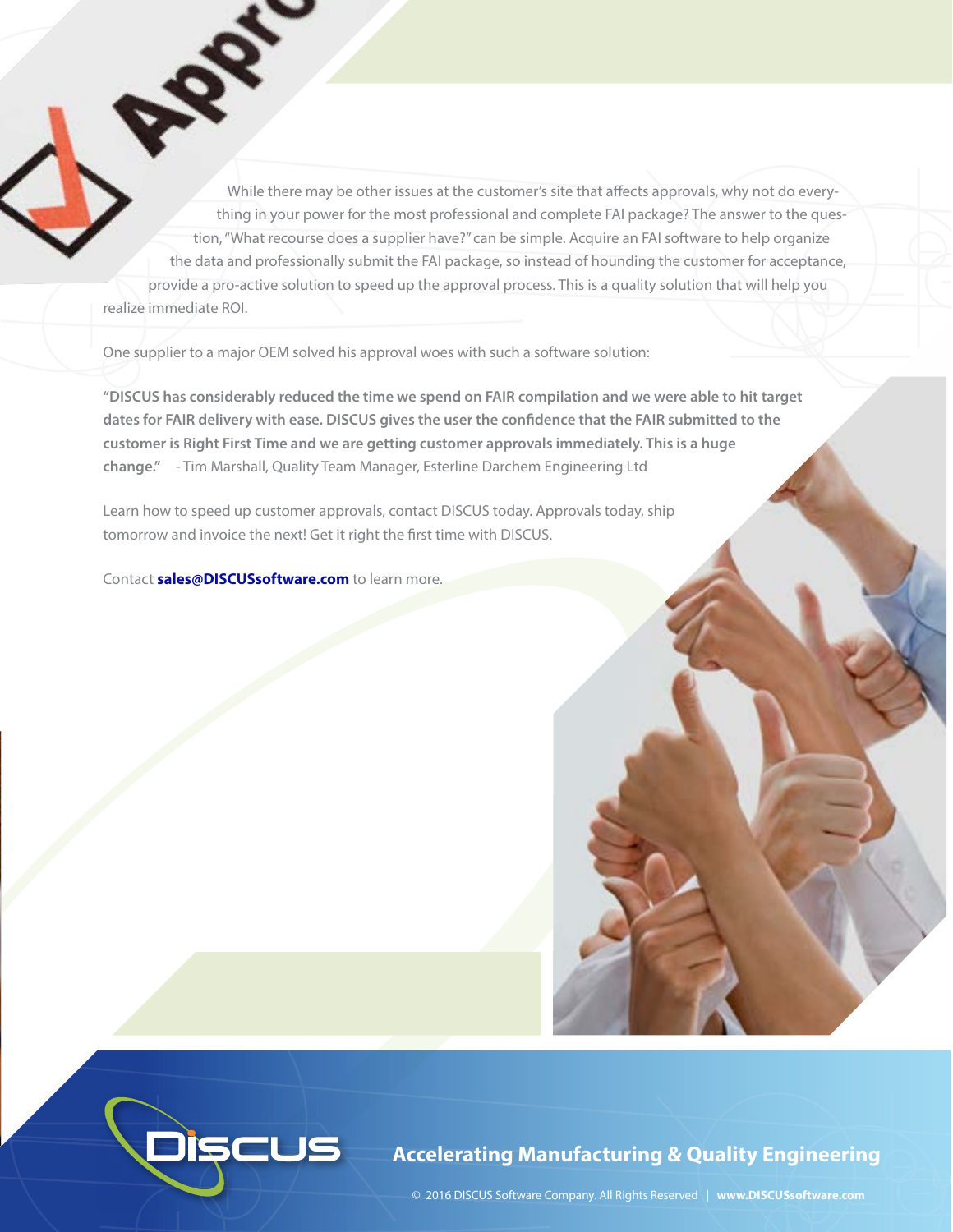While there may be other issues at the customer's site that affects approvals, why not do everything in your power for the most professional and complete FAI package? The answer to the question, "What recourse does a supplier have?" can be simple. Acquire an FAI software to help organize the data and professionally submit the FAI package, so instead of hounding the customer for acceptance, provide a pro-active solution to speed up the approval process. This is a quality solution that will help you realize immediate ROI.

One supplier to a major OEM solved his approval woes with such a software solution:

**"DISCUS has considerably reduced the time we spend on FAIR compilation and we were able to hit target dates for FAIR delivery with ease. DISCUS gives the user the confidence that the FAIR submitted to the customer is Right First Time and we are getting customer approvals immediately. This is a huge change."** - Tim Marshall, Quality Team Manager, Esterline Darchem Engineering Ltd

Learn how to speed up customer approvals, contact DISCUS today. Approvals today, ship tomorrow and invoice the next! Get it right the first time with DISCUS.

Contact **sales@DISCUSsoftware.com** to learn more.

**Accelerating Manufacturing & Quality Engineering**

© 2016 DISCUS Software Company. All Rights Reserved | **www.DISCUSsoftware.com**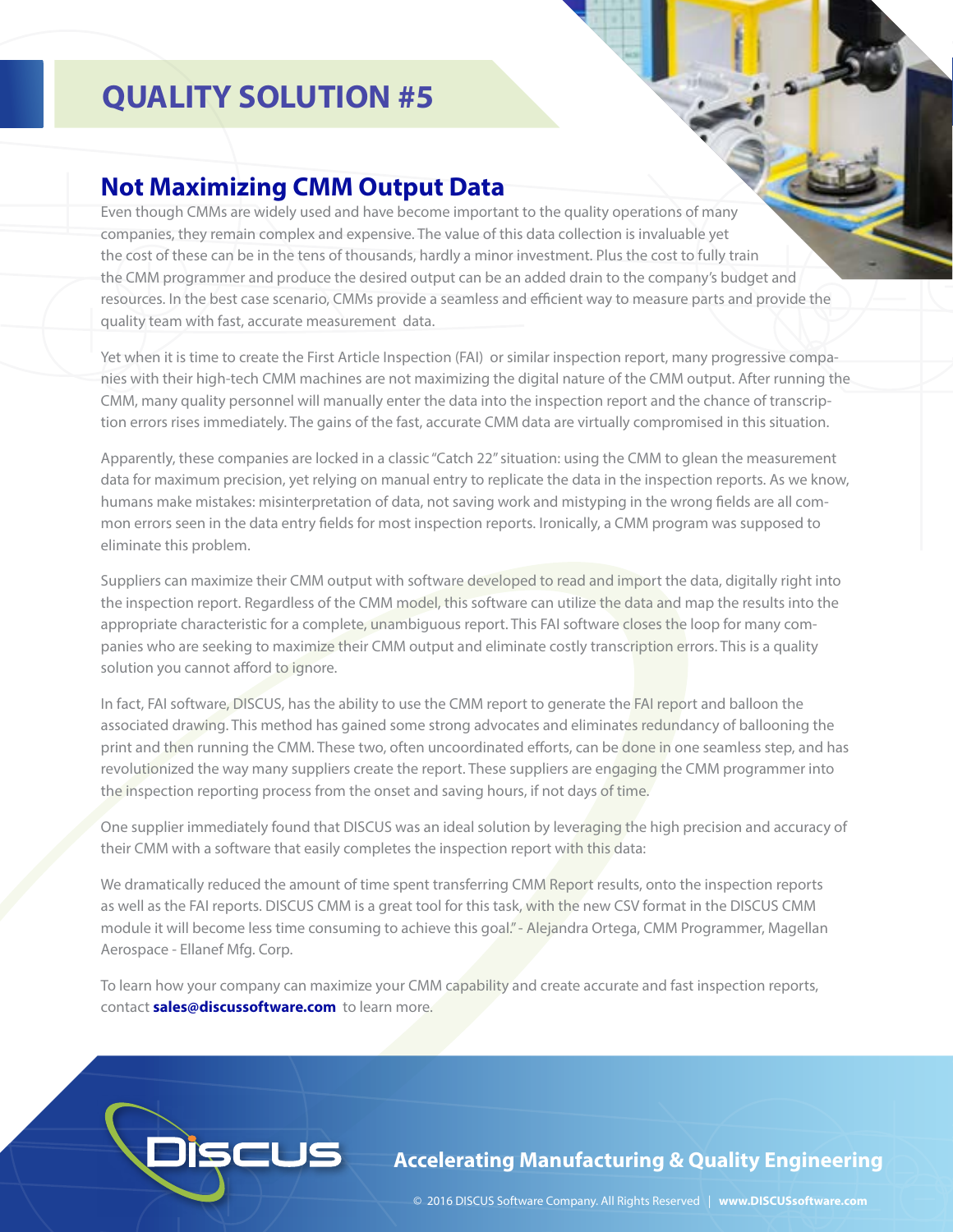# QUALITY SOLUTION #5

## Not Maximizing CMM Output Data

Even though CMMs are widely used and have become important to the quality operations of many companies, they remain complex and expensive. The value of this data collection is invaluable yet the cost of these can be in the tens of thousands, hardly a minor investment. Plus the cost to fully train the CMM programmer and produce the desired output can be an added drain to the company's budget and resources. In the best case scenario, CMMs provide a seamless and efficient way to measure parts and provide the quality team with fast, accurate measurement data.

Yet when it is time to create the First Article Inspection (FAI) or similar inspection report, many progressive companies with their high-tech CMM machines are not maximizing the digital nature of the CMM output. After running the CMM, many quality personnel will manually enter the data into the inspection report and the chance of transcription errors rises immediately. The gains of the fast, accurate CMM data are virtually compromised in this situation.

Apparently, these companies are locked in a classic "Catch 22" situation: using the CMM to glean the measurement data for maximum precision, yet relying on manual entry to replicate the data in the inspection reports. As we know, humans make mistakes: misinterpretation of data, not saving work and mistyping in the wrong fields are all common errors seen in the data entry fields for most inspection reports. Ironically, a CMM program was supposed to eliminate this problem.

Suppliers can maximize their CMM output with software developed to read and import the data, digitally right into the inspection report. Regardless of the CMM model, this software can utilize the data and map the results into the appropriate characteristic for a complete, unambiguous report. This FAI software closes the loop for many companies who are seeking to maximize their CMM output and eliminate costly transcription errors. This is a quality solution you cannot afford to ignore.

In fact, FAI software, DISCUS, has the ability to use the CMM report to generate the FAI report and balloon the associated drawing. This method has gained some strong advocates and eliminates redundancy of ballooning the print and then running the CMM. These two, often uncoordinated efforts, can be done in one seamless step, and has revolutionized the way many suppliers create the report. These suppliers are engaging the CMM programmer into the inspection reporting process from the onset and saving hours, if not days of time.

One supplier immediately found that DISCUS was an ideal solution by leveraging the high precision and accuracy of their CMM with a software that easily completes the inspection report with this data:

We dramatically reduced the amount of time spent transferring CMM Report results, onto the inspection reports as well as the FAI reports. DISCUS CMM is a great tool for this task, with the new CSV format in the DISCUS CMM module it will become less time consuming to achieve this goal." - Alejandra Ortega, CMM Programmer, Magellan Aerospace - Ellanef Mfg. Corp.

To learn how your company can maximize your CMM capability and create accurate and fast inspection reports, contact **sales@discussoftware.com** to learn more.

DISCUS

**Accelerating Manufacturing & Quality Engineering**

© 2016 DISCUS Software Company. All Rights Reserved | **www.DISCUSsoftware.com**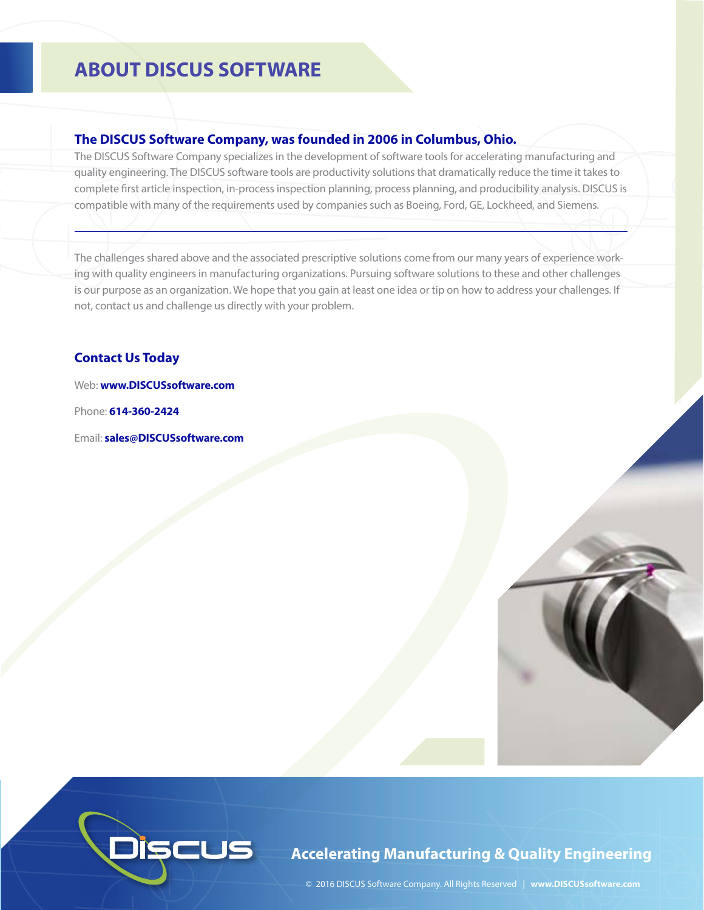# ABOUT DISCUS SOFTWARE

## The DISCUS Software Company, was founded in 2006 in Columbus, Ohio.

The DISCUS Software Company specializes in the development of software tools for accelerating manufacturing and quality engineering. The DISCUS software tools are productivity solutions that dramatically reduce the time it takes to complete first article inspection, in-process inspection planning, process planning, and producibility analysis. DISCUS is compatible with many of the requirements used by companies such as Boeing, Ford, GE, Lockheed, and Siemens.

---

The challenges shared above and the associated prescriptive solutions come from our many years of experience working with quality engineers in manufacturing organizations. Pursuing software solutions to these and other challenges is our purpose as an organization. We hope that you gain at least one idea or tip on how to address your challenges. If not, contact us and challenge us directly with your problem.

## Contact Us Today

Web: **www.DISCUSsoftware.com**

Phone: **614-360-2424**

Email: **sales@DISCUSsoftware.com**

DISCUS

**Accelerating Manufacturing & Quality Engineering**

© 2016 DISCUS Software Company. All Rights Reserved | **www.DISCUSsoftware.com**